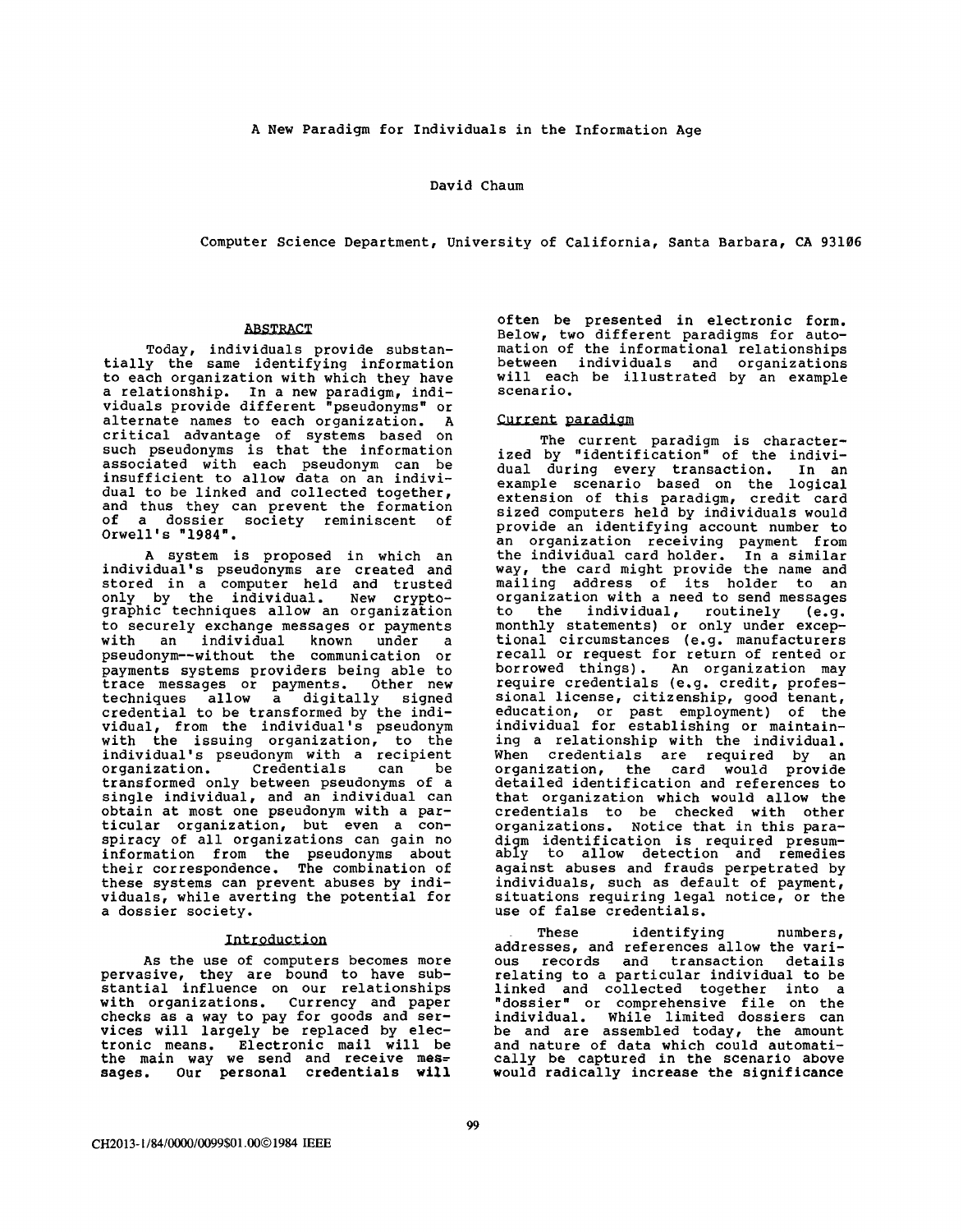# A New Paradigm for Individuals in the Information Age

David Chaum

Computer Science Department, University of California, Santa Barbara, CA 93106

## ABSTRACT

Today, individuals provide substantially the same identifying information to each organization with which they have a relationship. In a new paradigm, individuals provide different "pseudonyms" or alternate names to each organization. A critical advantage of systems based on such pseudonyms is that the information associated with each pseudonym can be insufficient to allow data on an individual to be linked and collected together, and thus they can prevent the formation of a dossier society reminiscent of Orwell's "1984".

A system is proposed in which an individual's pseudonyms are created and stored in a computer held and trusted only by the individual. New cryptographic techniques allow an organization to securely exchange messages or payments with an individual known under a pseudonym--without the communication or payments systems providers being able to trace messages or payments. Other new techniques allow a digitally signed credential to be transformed by the individual, from the individual's pseudonym with the issuing organization, to the individual's pseudonym with a recipient organization. Credentials can be transformed only between pseudonyms of a single individual, and an individual can obtain at most one pseudonym with a particular organization, but even a conspiracy of all organizations can gain no information from the pseudonyms about their correspondence. The combination of these systems can prevent abuses by individuals, while averting the potential for a dossier society.

## Introduction

As the use of computers becomes more pervasive, they are bound to have substantial influence on our relationships with organizations. Currency and paper checks as a way to pay for goods and services will largely be replaced by electronic means. Electronic mail will be the main way we send and receive messages. Our personal credentials will often be presented in electronic form. Below, two different paradigms for automation of the informational relationships between individuals and organizations will each be illustrated by an example scenario.

## Current paradigm

The current paradigm is characterized by "identification" of the individual during every transaction. In an example scenario based on the logical extension of this paradigm, credit card sized computers held by individuals would provide an identifying account number to an organization receiving payment from the individual card holder. In a similar way, the card might provide the name and mailing address of its holder to an organization with a need to send messages to the individual, routinely (e.g. monthly statements) or only under exceptional circumstances (e.g. manufacturers recall or request for return of rented or borrowed things). An organization may require credentials (e.g. credit, professional license, citizenship, good tenant, education, or past employment) of the individual for establishing or maintaining a relationship with the individual. When credentials are required by an organization, the card would provide detailed identification and references to that organization which would allow the credentials to be checked with other organizations. Notice that in this paradigm identification is required presumably to allow detection and remedies against abuses and frauds perpetrated by individuals, such as default of payment, situations requiring legal notice, or the use of false credentials.

These identifying numbers, addresses, and references allow the various records and transaction details relating to a particular individual to be linked and collected together into a "dossier" or comprehensive file on the individual. While limited dossiers can be and are assembled today, the amount and nature of data which could automatically be captured in the scenario above would radically increase the significance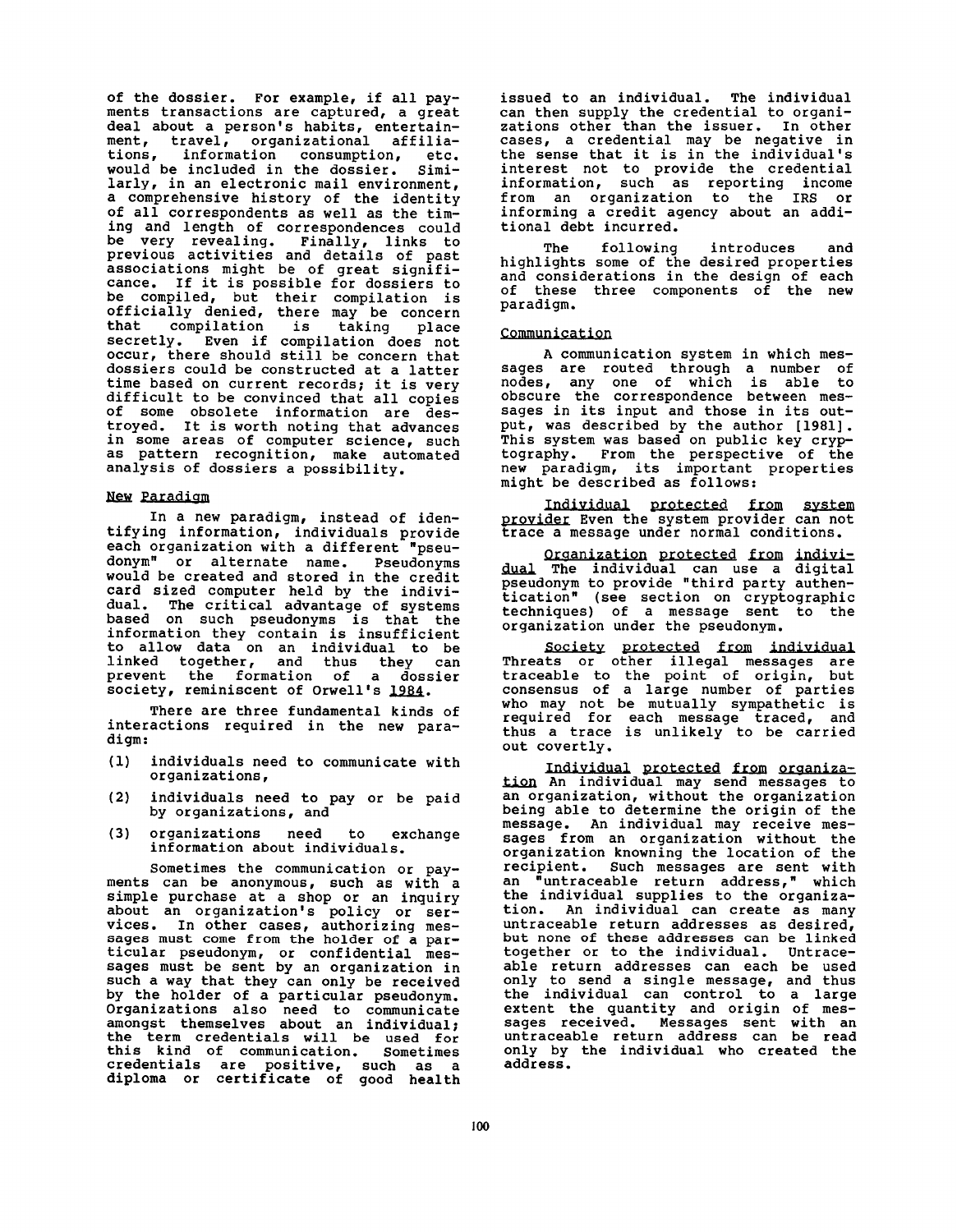of the dossier. For example, if all payments transactions are captured, a great deal about a person's habits, entertainment, travel, organizational affiliations, information consumption, etc. would be included in the dossier. Similarly, in an electronic mail environment, a comprehensive history of the identity of all correspondents as well as the timing and length of correspondences could be very revealing. Finally, links to previous activities and details of past associations might be of great significance. If it is possible for dossiers to be compiled, but their compilation is officially denied, there may be concern that compilation is taking place secretly. Even if compilation does not occur, there should still be concern that dossiers could be constructed at a latter time based on current records; it is very difficult to be convinced that all copies of some obsolete information are destroyed. It is worth noting that advances in some areas of computer science, such as pattern recognition, make automated analysis of dossiers a possibility.

## New Paradigm

In a new paradigm, instead of identifying information, individuals provide each organization with a different "pseudonym" or alternate name. Pseudonyms would be created and stored in the credit card sized computer held by the individual. The critical advantage of systems based on such pseudonyms is that the information they contain is insufficient to allow data on an individual to be linked together, and thus they can prevent the formation of a dossier society, reminiscent of Orwell's _1984_.

There are three fundamental kinds of interactions required in the new paradigm:

(1) individuals need to communicate with organizations,

(2) individuals need to pay or be paid by organizations, and

(3) organizations need to exchange information about individuals.

Sometimes the communication or payments can be anonymous, such as with a simple purchase at a shop or an inquiry about an organization's policy or services. In other cases, authorizing messages must come from the holder of a particular pseudonym, or confidential messages must be sent by an organization in such a way that they can only be received by the holder of a particular pseudonym. Organizations also need to communicate amongst themselves about an individual; the term credentials will be used for this kind of communication. Sometimes credentials are positive, such as a diploma or certificate of good health issued to an individual. The individual can then supply the credential to organizations other than the issuer. In other cases, a credential may be negative in the sense that it is in the individual's interest not to provide the credential information, such as reporting income from an organization to the IRS or informing a credit agency about an additional debt incurred.

The following introduces and highlights some of the desired properties and considerations in the design of each of these three components of the new paradigm.

### Communication

A communication system in which messages are routed through a number of nodes, any one of which is able to obscure the correspondence between messages in its input and those in its output, was described by the author [1981]. This system was based on public key cryptography. From the perspective of the new paradigm, its important properties might be described as follows:

_Individual protected from system provider_ Even the system provider can not trace a message under normal conditions.

_Organization protected from individual_ The individual can use a digital pseudonym to provide "third party authentication" (see section on cryptographic techniques) of a message sent to the organization under the pseudonym.

_Society protected from individual_ Threats or other illegal messages are traceable to the point of origin, but consensus of a large number of parties who may not be mutually sympathetic is required for each message traced, and thus a trace is unlikely to be carried out covertly.

_Individual protected from organization_ An individual may send messages to an organization, without the organization being able to determine the origin of the message. An individual may receive messages from an organization without the organization knowing the location of the recipient. Such messages are sent with an "untraceable return address," which the individual supplies to the organization. An individual can create as many untraceable return addresses as desired, but none of these addresses can be linked together or to the individual. Untraceable return addresses can each be used only to send a single message, and thus the individual can control to a large extent the quantity and origin of messages received. Messages sent with an untraceable return address can be read only by the individual who created the address.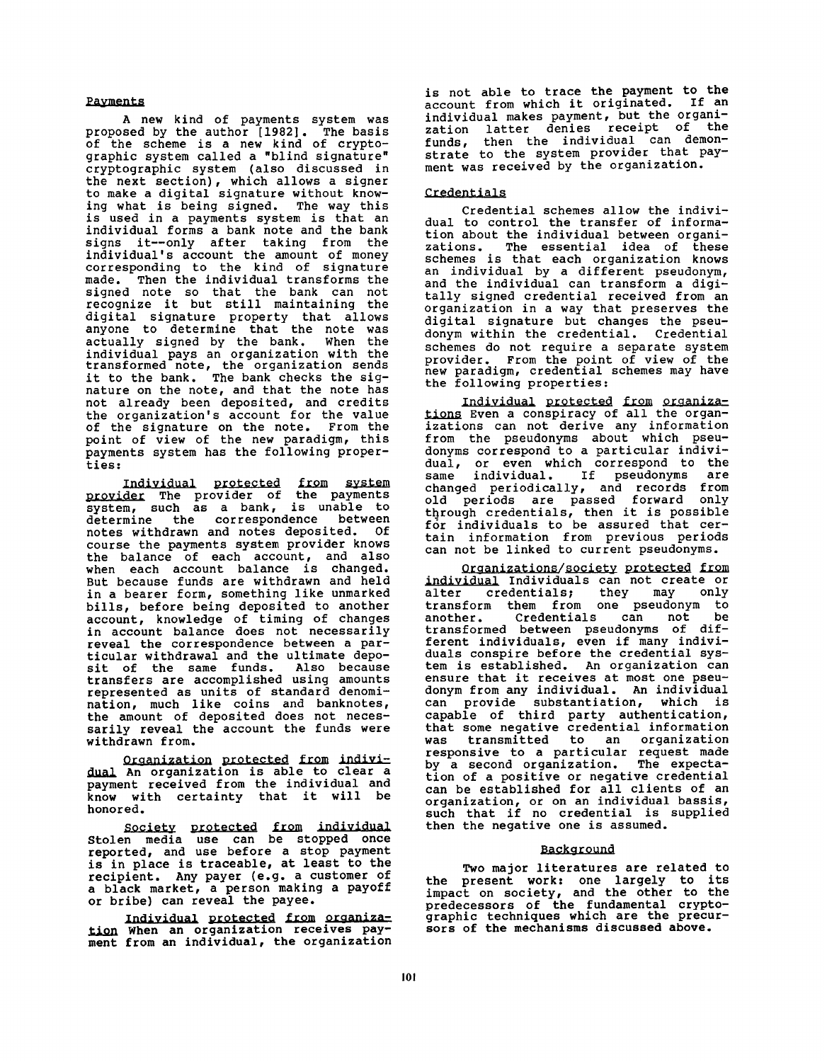## Payments

A new kind of payments system was proposed by the author [1982]. The basis of the scheme is a new kind of cryptographic system called a "blind signature" cryptographic system (also discussed in the next section), which allows a signer to make a digital signature without knowing what is being signed. The way this is used in a payments system is that an individual forms a bank note and the bank signs it--only after taking from the individual's account the amount of money corresponding to the kind of signature made. Then the individual transforms the signed note so that the bank can not recognize it but still maintaining the digital signature property that allows anyone to determine that the note was actually signed by the bank. When the individual pays an organization with the transformed note, the organization sends it to the bank. The bank checks the signature on the note, and that the note has not already been deposited, and credits the organization's account for the value of the signature on the note. From the point of view of the new paradigm, this payments system has the following properties:

Individual protected from system provider The provider of the payments system, such as a bank, is unable to determine the correspondence between notes withdrawn and notes deposited. Of course the payments system provider knows the balance of each account, and also when each account balance is changed. But because funds are withdrawn and held in a bearer form, something like unmarked bills, before being deposited to another account, knowledge of timing of changes in account balance does not necessarily reveal the correspondence between a particular withdrawal and the ultimate deposit of the same funds. Also because transfers are accomplished using amounts represented as units of standard denomination, much like coins and banknotes, the amount of deposited does not necessarily reveal the account the funds were withdrawn from.

Organization protected from individual An organization is able to clear a payment received from the individual and know with certainty that it will be honored.

Society protected from individual Stolen media use can be stopped once reported, and use before a stop payment is in place is traceable, at least to the recipient. Any payer (e.g. a customer of a black market, a person making a payoff or bribe) can reveal the payee.

Individual protected from organization When an organization receives payment from an individual, the organization is not able to trace the payment to the account from which it originated. If an individual makes payment, but the organization latter denies receipt of the funds, then the individual can demonstrate to the system provider that payment was received by the organization.

## Credentials

Credential schemes allow the individual to control the transfer of information about the individual between organizations. The essential idea of these schemes is that each organization knows an individual by a different pseudonym, and the individual can transform a digitally signed credential received from an organization in a way that preserves the digital signature but changes the pseudonym within the credential. Credential schemes do not require a separate system provider. From the point of view of the new paradigm, credential schemes may have the following properties:

Individual protected from organizations Even a conspiracy of all the organizations can not derive any information from the pseudonyms about which pseudonyms correspond to a particular individual, or even which correspond to the same individual. If pseudonyms are changed periodically, and records from old periods are passed forward only through credentials, then it is possible for individuals to be assured that certain information from previous periods can not be linked to current pseudonyms.

Organizations/society protected from individual Individuals can not create or alter credentials; they may only transform them from one pseudonym to another. Credentials can not be transformed between pseudonyms of different individuals, even if many individuals conspire before the credential system is established. An organization can ensure that it receives at most one pseudonym from any individual. An individual can provide substantiation, which is capable of third party authentication, that some negative credential information was transmitted to an organization responsive to a particular request made by a second organization. The expectation of a positive or negative credential can be established for all clients of an organization, or on an individual bassis, such that if no credential is supplied then the negative one is assumed.

## Background

Two major literatures are related to the present work: one largely to its impact on society, and the other to the predecessors of the fundamental cryptographic techniques which are the precursors of the mechanisms discussed above.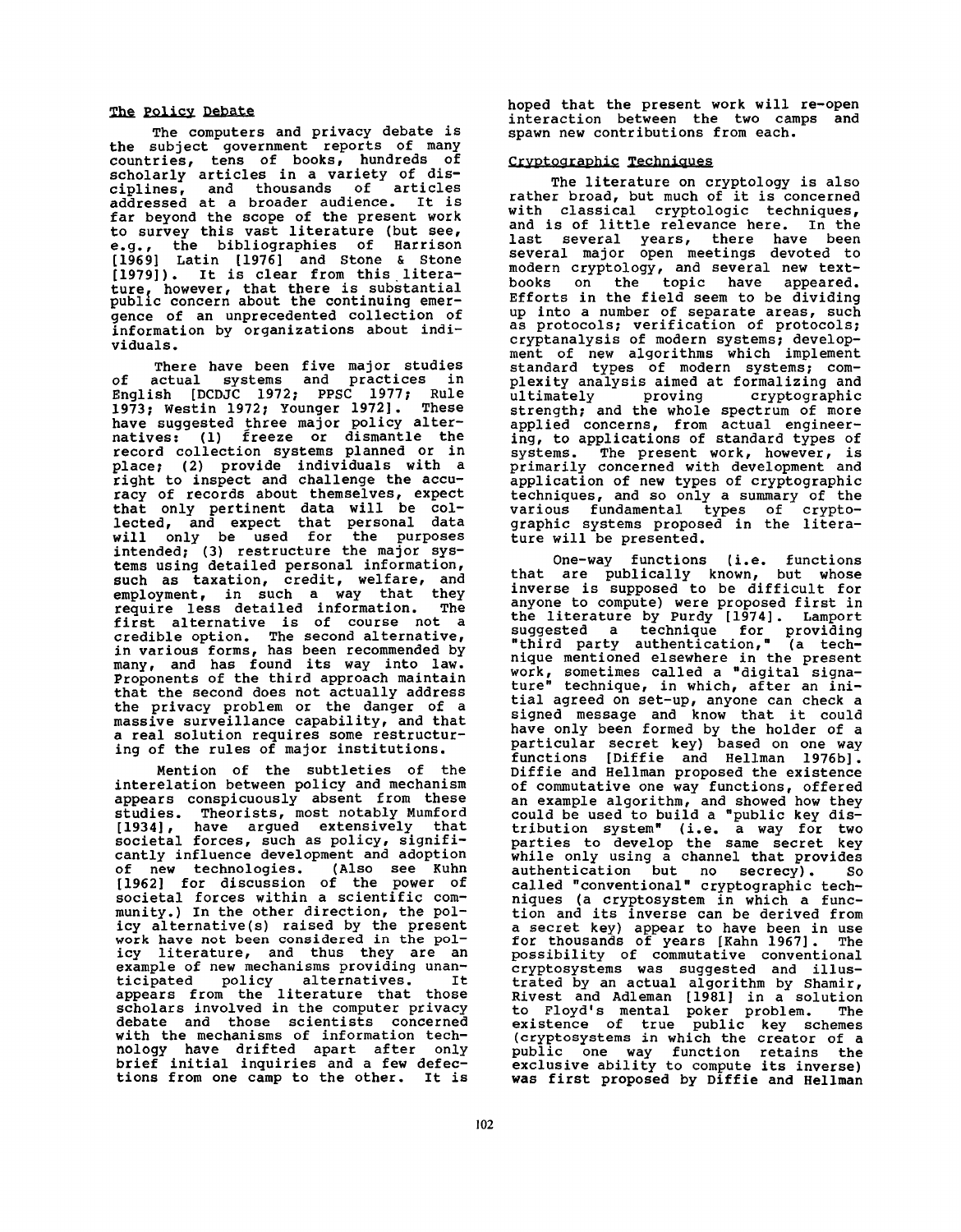## The Policy Debate

The computers and privacy debate is the subject government reports of many countries, tens of books, hundreds of scholarly articles in a variety of disciplines, and thousands of articles addressed at a broader audience. It is far beyond the scope of the present work to survey this vast literature (but see, e.g., the bibliographies of Harrison [1969] Latin [1976] and Stone & Stone [1979]). It is clear from this literature, however, that there is substantial public concern about the continuing emergence of an unprecedented collection of information by organizations about individuals.

There have been five major studies of actual systems and practices in English [DCDJC 1972; PPSC 1977; Rule 1973; Westin 1972; Younger 1972]. These have suggested three major policy alternatives: (1) freeze or dismantle the record collection systems planned or in place; (2) provide individuals with a right to inspect and challenge the accuracy of records about themselves, expect that only pertinent data will be collected, and expect that personal data will only be used for the purposes intended; (3) restructure the major systems using detailed personal information, such as taxation, credit, welfare, and employment, in such a way that they require less detailed information. The first alternative is of course not a credible option. The second alternative, in various forms, has been recommended by many, and has found its way into law. Proponents of the third approach maintain that the second does not actually address the privacy problem or the danger of a massive surveillance capability, and that a real solution requires some restructuring of the rules of major institutions.

Mention of the subtleties of the interelation between policy and mechanism appears conspicuously absent from these studies. Theorists, most notably Mumford [1934], have argued extensively that societal forces, such as policy, significantly influence development and adoption of new technologies. (Also see Kuhn [1962] for discussion of the power of societal forces within a scientific community.) In the other direction, the policy alternative(s) raised by the present work have not been considered in the policy literature, and thus they are an example of new mechanisms providing unanticipated policy alternatives. It appears from the literature that those scholars involved in the computer privacy debate and those scientists concerned with the mechanisms of information technology have drifted apart after only brief initial inquiries and a few defections from one camp to the other. It is hoped that the present work will re-open interaction between the two camps and spawn new contributions from each.

## Cryptographic Techniques

The literature on cryptology is also rather broad, but much of it is concerned with classical cryptologic techniques, and is of little relevance here. In the last several years, there have been several major open meetings devoted to modern cryptology, and several new textbooks on the topic have appeared. Efforts in the field seem to be dividing up into a number of separate areas, such as protocols; verification of protocols; cryptanalysis of modern systems; development of new algorithms which implement standard types of modern systems; complexity analysis aimed at formalizing and ultimately proving cryptographic strength; and the whole spectrum of more applied concerns, from actual engineering, to applications of standard types of systems. The present work, however, is primarily concerned with development and application of new types of cryptographic techniques, and so only a summary of the various fundamental types of cryptographic systems proposed in the literature will be presented.

One-way functions (i.e. functions that are publically known, but whose inverse is supposed to be difficult for anyone to compute) were proposed first in the literature by Purdy [1974]. Lamport suggested a technique for providing "third party authentication," (a technique mentioned elsewhere in the present work, sometimes called a "digital signature" technique, in which, after an initial agreed on set-up, anyone can check a signed message and know that it could have only been formed by the holder of a particular secret key) based on one way functions [Diffie and Hellman 1976b]. Diffie and Hellman proposed the existence of commutative one way functions, offered an example algorithm, and showed how they could be used to build a "public key distribution system" (i.e. a way for two parties to develop the same secret key while only using a channel that provides authentication but no secrecy). So called "conventional" cryptographic techniques (a cryptosystem in which a function and its inverse can be derived from a secret key) appear to have been in use for thousands of years [Kahn 1967]. The possibility of commutative conventional cryptosystems was suggested and illustrated by an actual algorithm by Shamir, Rivest and Adleman [1981] in a solution to Floyd's mental poker problem. The existence of true public key schemes (cryptosystems in which the creator of a public one way function retains the exclusive ability to compute its inverse) was first proposed by Diffie and Hellman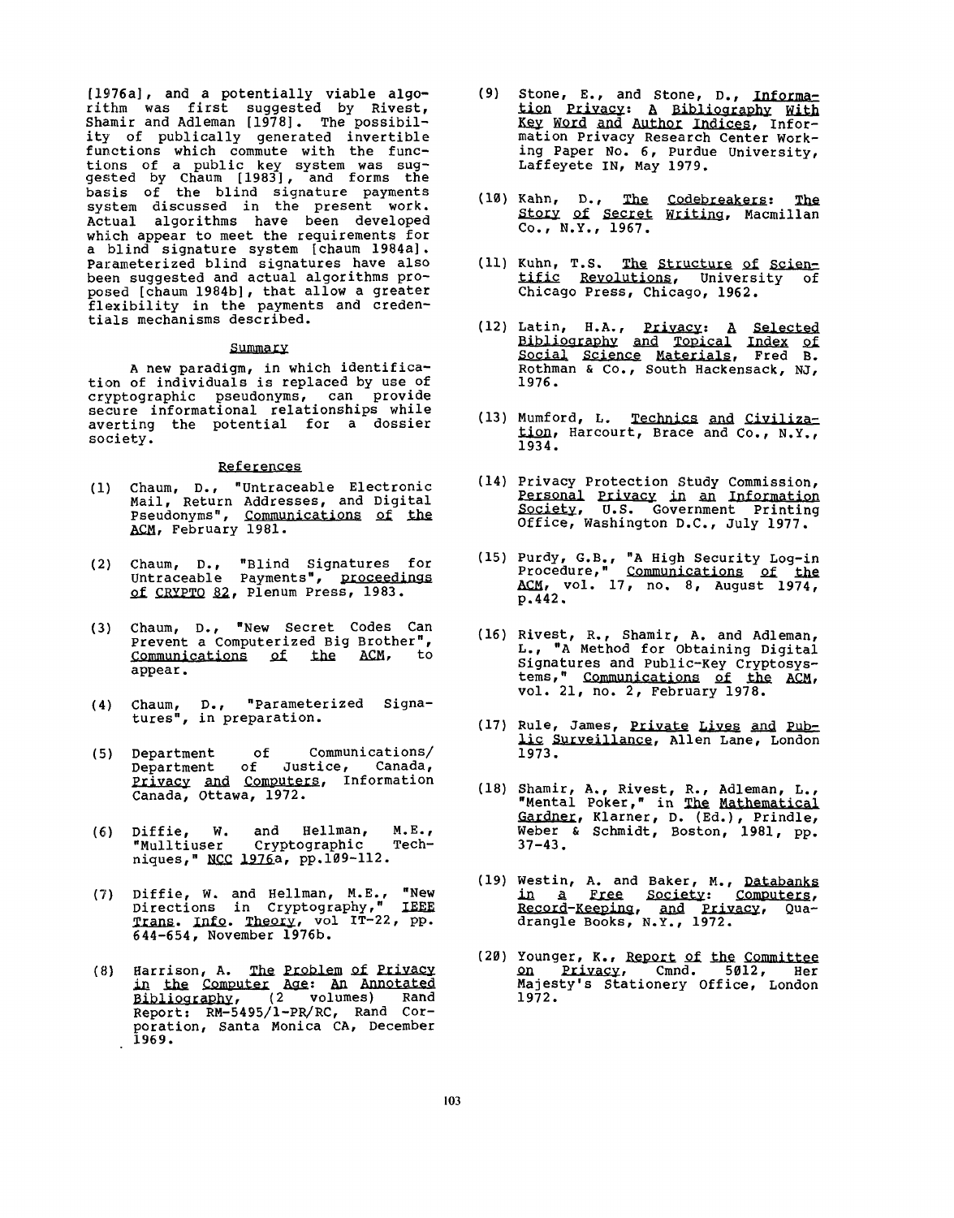[1976a], and a potentially viable algorithm was first suggested by Rivest, Shamir and Adleman [1978]. The possibility of publically generated invertible functions which commute with the functions of a public key system was suggested by Chaum [1983], and forms the basis of the blind signature payments system discussed in the present work. Actual algorithms have been developed which appear to meet the requirements for a blind signature system [chaum 1984a]. Parameterized blind signatures have also been suggested and actual algorithms proposed [chaum 1984b], that allow a greater flexibility in the payments and credentials mechanisms described.

## Summary

A new paradigm, in which identification of individuals is replaced by use of cryptographic pseudonyms, can provide secure informational relationships while averting the potential for a dossier society.

## References

(1) Chaum, D., "Untraceable Electronic Mail, Return Addresses, and Digital Pseudonyms", Communications of the ACM, February 1981.

(2) Chaum, D., "Blind Signatures for Untraceable Payments", proceedings of CRYPTO 82, Plenum Press, 1983.

(3) Chaum, D., "New Secret Codes Can Prevent a Computerized Big Brother", Communications of the ACM, to appear.

(4) Chaum, D., "Parameterized Signatures", in preparation.

(5) Department of Communications/ Department of Justice, Canada, Privacy and Computers, Information Canada, Ottawa, 1972.

(6) Diffie, W. and Hellman, M.E., "Mulltiuser Cryptographic Techniques," NCC 1976a, pp.109-112.

(7) Diffie, W. and Hellman, M.E., "New Directions in Cryptography," IEEE Trans. Info. Theory, vol IT-22, pp. 644-654, November 1976b.

(8) Harrison, A. The Problem of Privacy in the Computer Age: An Annotated Bibliography, (2 volumes) Rand Report: RM-5495/1-PR/RC, Rand Corporation, Santa Monica CA, December 1969.

(9) Stone, E., and Stone, D., Information Privacy: A Bibliography With Key Word and Author Indices, Information Privacy Research Center Working Paper No. 6, Purdue University, Laffeyete IN, May 1979.

(10) Kahn, D., The Codebreakers: The Story of Secret Writing, Macmillan Co., N.Y., 1967.

(11) Kuhn, T.S. The Structure of Scientific Revolutions, University of Chicago Press, Chicago, 1962.

(12) Latin, H.A., Privacy: A Selected Bibliography and Topical Index of Social Science Materials, Fred B. Rothman & Co., South Hackensack, NJ, 1976.

(13) Mumford, L. Technics and Civilization, Harcourt, Brace and Co., N.Y., 1934.

(14) Privacy Protection Study Commission, Personal Privacy in an Information Society, U.S. Government Printing Office, Washington D.C., July 1977.

(15) Purdy, G.B., "A High Security Log-in Procedure," Communications of the ACM, vol. 17, no. 8, August 1974, p.442.

(16) Rivest, R., Shamir, A. and Adleman, L., "A Method for Obtaining Digital Signatures and Public-Key Cryptosystems," Communications of the ACM, vol. 21, no. 2, February 1978.

(17) Rule, James, Private Lives and Public Surveillance, Allen Lane, London 1973.

(18) Shamir, A., Rivest, R., Adleman, L., "Mental Poker," in The Mathematical Gardner, Klarner, D. (Ed.), Prindle, Weber & Schmidt, Boston, 1981, pp. 37-43.

(19) Westin, A. and Baker, M., Databanks in a Free Society: Computers, Record-Keeping, and Privacy, Quadrangle Books, N.Y., 1972.

(20) Younger, K., Report of the Committee on Privacy, Cmnd. 5012, Her Majesty's Stationery Office, London 1972.